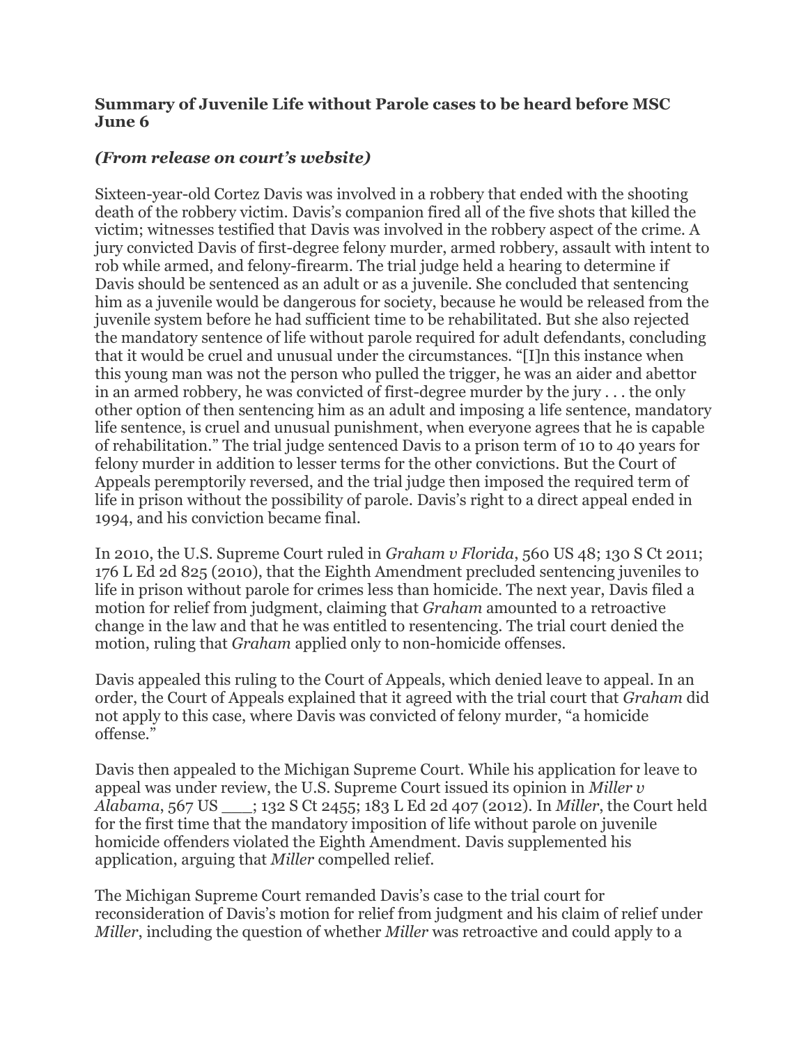**Summary of Juvenile Life without Parole cases to be heard before MSC June 6**

***(From release on court's website)***

Sixteen-year-old Cortez Davis was involved in a robbery that ended with the shooting death of the robbery victim. Davis's companion fired all of the five shots that killed the victim; witnesses testified that Davis was involved in the robbery aspect of the crime. A jury convicted Davis of first-degree felony murder, armed robbery, assault with intent to rob while armed, and felony-firearm. The trial judge held a hearing to determine if Davis should be sentenced as an adult or as a juvenile. She concluded that sentencing him as a juvenile would be dangerous for society, because he would be released from the juvenile system before he had sufficient time to be rehabilitated. But she also rejected the mandatory sentence of life without parole required for adult defendants, concluding that it would be cruel and unusual under the circumstances. "[I]n this instance when this young man was not the person who pulled the trigger, he was an aider and abettor in an armed robbery, he was convicted of first-degree murder by the jury . . . the only other option of then sentencing him as an adult and imposing a life sentence, mandatory life sentence, is cruel and unusual punishment, when everyone agrees that he is capable of rehabilitation." The trial judge sentenced Davis to a prison term of 10 to 40 years for felony murder in addition to lesser terms for the other convictions. But the Court of Appeals peremptorily reversed, and the trial judge then imposed the required term of life in prison without the possibility of parole. Davis's right to a direct appeal ended in 1994, and his conviction became final.

In 2010, the U.S. Supreme Court ruled in *Graham v Florida*, 560 US 48; 130 S Ct 2011; 176 L Ed 2d 825 (2010), that the Eighth Amendment precluded sentencing juveniles to life in prison without parole for crimes less than homicide. The next year, Davis filed a motion for relief from judgment, claiming that *Graham* amounted to a retroactive change in the law and that he was entitled to resentencing. The trial court denied the motion, ruling that *Graham* applied only to non-homicide offenses.

Davis appealed this ruling to the Court of Appeals, which denied leave to appeal. In an order, the Court of Appeals explained that it agreed with the trial court that *Graham* did not apply to this case, where Davis was convicted of felony murder, "a homicide offense."

Davis then appealed to the Michigan Supreme Court. While his application for leave to appeal was under review, the U.S. Supreme Court issued its opinion in *Miller v Alabama*, 567 US ___; 132 S Ct 2455; 183 L Ed 2d 407 (2012). In *Miller*, the Court held for the first time that the mandatory imposition of life without parole on juvenile homicide offenders violated the Eighth Amendment. Davis supplemented his application, arguing that *Miller* compelled relief.

The Michigan Supreme Court remanded Davis's case to the trial court for reconsideration of Davis's motion for relief from judgment and his claim of relief under *Miller*, including the question of whether *Miller* was retroactive and could apply to a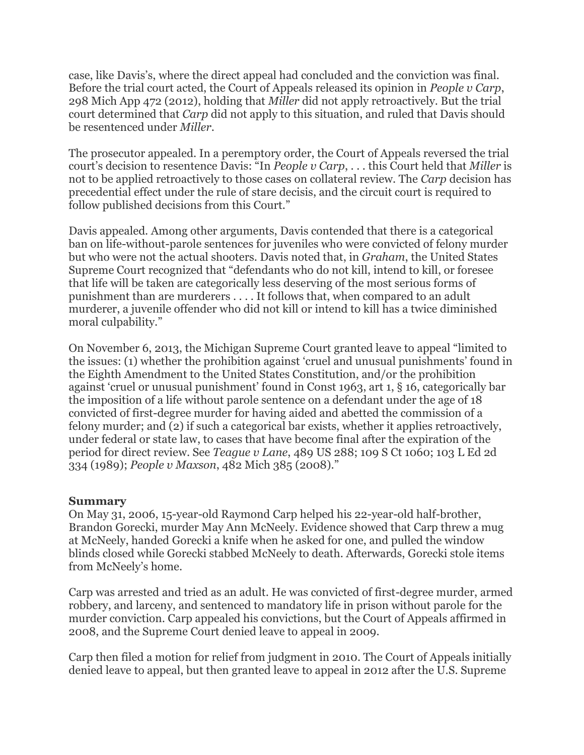case, like Davis's, where the direct appeal had concluded and the conviction was final. Before the trial court acted, the Court of Appeals released its opinion in *People v Carp*, 298 Mich App 472 (2012), holding that *Miller* did not apply retroactively. But the trial court determined that *Carp* did not apply to this situation, and ruled that Davis should be resentenced under *Miller*.

The prosecutor appealed. In a peremptory order, the Court of Appeals reversed the trial court's decision to resentence Davis: "In *People v Carp*, . . . this Court held that *Miller* is not to be applied retroactively to those cases on collateral review. The *Carp* decision has precedential effect under the rule of stare decisis, and the circuit court is required to follow published decisions from this Court."

Davis appealed. Among other arguments, Davis contended that there is a categorical ban on life-without-parole sentences for juveniles who were convicted of felony murder but who were not the actual shooters. Davis noted that, in *Graham*, the United States Supreme Court recognized that "defendants who do not kill, intend to kill, or foresee that life will be taken are categorically less deserving of the most serious forms of punishment than are murderers . . . . It follows that, when compared to an adult murderer, a juvenile offender who did not kill or intend to kill has a twice diminished moral culpability."

On November 6, 2013, the Michigan Supreme Court granted leave to appeal "limited to the issues: (1) whether the prohibition against 'cruel and unusual punishments' found in the Eighth Amendment to the United States Constitution, and/or the prohibition against 'cruel or unusual punishment' found in Const 1963, art 1, § 16, categorically bar the imposition of a life without parole sentence on a defendant under the age of 18 convicted of first-degree murder for having aided and abetted the commission of a felony murder; and (2) if such a categorical bar exists, whether it applies retroactively, under federal or state law, to cases that have become final after the expiration of the period for direct review. See *Teague v Lane*, 489 US 288; 109 S Ct 1060; 103 L Ed 2d 334 (1989); *People v Maxson*, 482 Mich 385 (2008)."

**Summary**

On May 31, 2006, 15-year-old Raymond Carp helped his 22-year-old half-brother, Brandon Gorecki, murder May Ann McNeely. Evidence showed that Carp threw a mug at McNeely, handed Gorecki a knife when he asked for one, and pulled the window blinds closed while Gorecki stabbed McNeely to death. Afterwards, Gorecki stole items from McNeely's home.

Carp was arrested and tried as an adult. He was convicted of first-degree murder, armed robbery, and larceny, and sentenced to mandatory life in prison without parole for the murder conviction. Carp appealed his convictions, but the Court of Appeals affirmed in 2008, and the Supreme Court denied leave to appeal in 2009.

Carp then filed a motion for relief from judgment in 2010. The Court of Appeals initially denied leave to appeal, but then granted leave to appeal in 2012 after the U.S. Supreme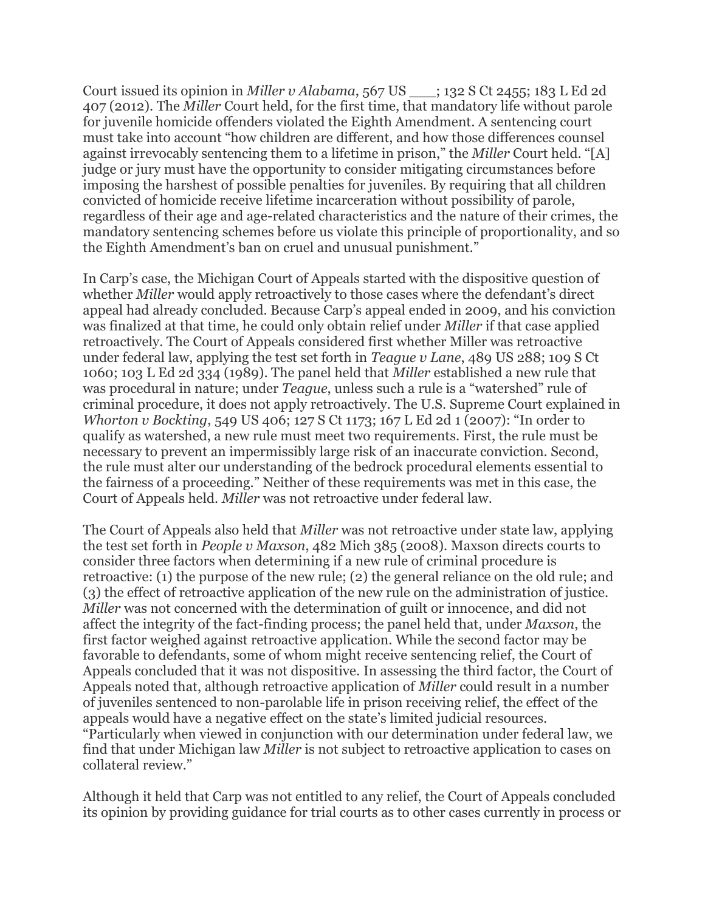Court issued its opinion in *Miller v Alabama*, 567 US ___; 132 S Ct 2455; 183 L Ed 2d 407 (2012). The *Miller* Court held, for the first time, that mandatory life without parole for juvenile homicide offenders violated the Eighth Amendment. A sentencing court must take into account "how children are different, and how those differences counsel against irrevocably sentencing them to a lifetime in prison," the *Miller* Court held. "[A] judge or jury must have the opportunity to consider mitigating circumstances before imposing the harshest of possible penalties for juveniles. By requiring that all children convicted of homicide receive lifetime incarceration without possibility of parole, regardless of their age and age-related characteristics and the nature of their crimes, the mandatory sentencing schemes before us violate this principle of proportionality, and so the Eighth Amendment's ban on cruel and unusual punishment."

In Carp's case, the Michigan Court of Appeals started with the dispositive question of whether *Miller* would apply retroactively to those cases where the defendant's direct appeal had already concluded. Because Carp's appeal ended in 2009, and his conviction was finalized at that time, he could only obtain relief under *Miller* if that case applied retroactively. The Court of Appeals considered first whether Miller was retroactive under federal law, applying the test set forth in *Teague v Lane*, 489 US 288; 109 S Ct 1060; 103 L Ed 2d 334 (1989). The panel held that *Miller* established a new rule that was procedural in nature; under *Teague*, unless such a rule is a "watershed" rule of criminal procedure, it does not apply retroactively. The U.S. Supreme Court explained in *Whorton v Bockting*, 549 US 406; 127 S Ct 1173; 167 L Ed 2d 1 (2007): "In order to qualify as watershed, a new rule must meet two requirements. First, the rule must be necessary to prevent an impermissibly large risk of an inaccurate conviction. Second, the rule must alter our understanding of the bedrock procedural elements essential to the fairness of a proceeding." Neither of these requirements was met in this case, the Court of Appeals held. *Miller* was not retroactive under federal law.

The Court of Appeals also held that *Miller* was not retroactive under state law, applying the test set forth in *People v Maxson*, 482 Mich 385 (2008). Maxson directs courts to consider three factors when determining if a new rule of criminal procedure is retroactive: (1) the purpose of the new rule; (2) the general reliance on the old rule; and (3) the effect of retroactive application of the new rule on the administration of justice. *Miller* was not concerned with the determination of guilt or innocence, and did not affect the integrity of the fact-finding process; the panel held that, under *Maxson*, the first factor weighed against retroactive application. While the second factor may be favorable to defendants, some of whom might receive sentencing relief, the Court of Appeals concluded that it was not dispositive. In assessing the third factor, the Court of Appeals noted that, although retroactive application of *Miller* could result in a number of juveniles sentenced to non-parolable life in prison receiving relief, the effect of the appeals would have a negative effect on the state's limited judicial resources. "Particularly when viewed in conjunction with our determination under federal law, we find that under Michigan law *Miller* is not subject to retroactive application to cases on collateral review."

Although it held that Carp was not entitled to any relief, the Court of Appeals concluded its opinion by providing guidance for trial courts as to other cases currently in process or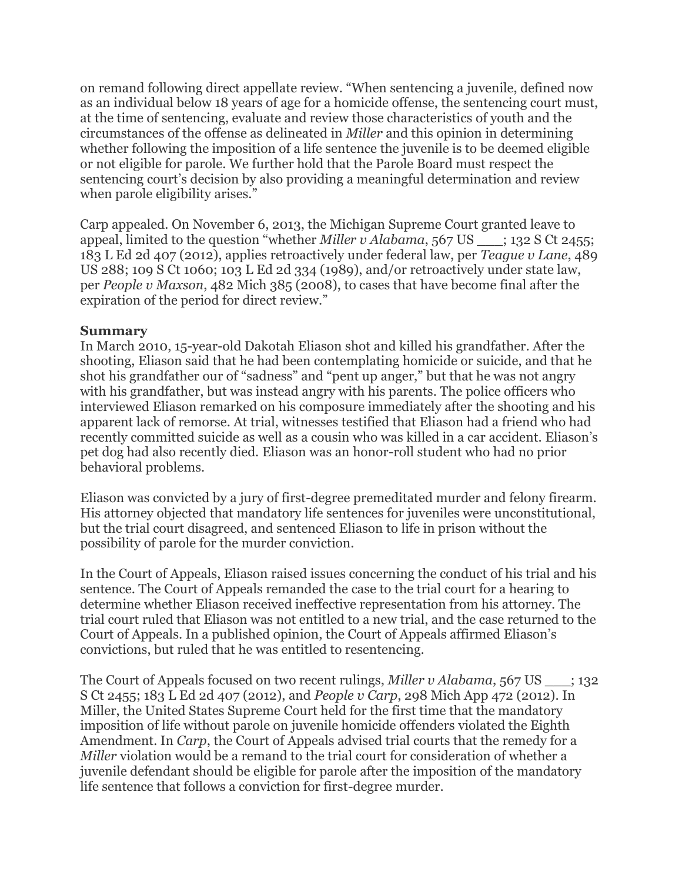on remand following direct appellate review. "When sentencing a juvenile, defined now as an individual below 18 years of age for a homicide offense, the sentencing court must, at the time of sentencing, evaluate and review those characteristics of youth and the circumstances of the offense as delineated in *Miller* and this opinion in determining whether following the imposition of a life sentence the juvenile is to be deemed eligible or not eligible for parole. We further hold that the Parole Board must respect the sentencing court's decision by also providing a meaningful determination and review when parole eligibility arises."

Carp appealed. On November 6, 2013, the Michigan Supreme Court granted leave to appeal, limited to the question "whether *Miller v Alabama*, 567 US ___; 132 S Ct 2455; 183 L Ed 2d 407 (2012), applies retroactively under federal law, per *Teague v Lane*, 489 US 288; 109 S Ct 1060; 103 L Ed 2d 334 (1989), and/or retroactively under state law, per *People v Maxson*, 482 Mich 385 (2008), to cases that have become final after the expiration of the period for direct review."

**Summary**

In March 2010, 15-year-old Dakotah Eliason shot and killed his grandfather. After the shooting, Eliason said that he had been contemplating homicide or suicide, and that he shot his grandfather our of "sadness" and "pent up anger," but that he was not angry with his grandfather, but was instead angry with his parents. The police officers who interviewed Eliason remarked on his composure immediately after the shooting and his apparent lack of remorse. At trial, witnesses testified that Eliason had a friend who had recently committed suicide as well as a cousin who was killed in a car accident. Eliason's pet dog had also recently died. Eliason was an honor-roll student who had no prior behavioral problems.

Eliason was convicted by a jury of first-degree premeditated murder and felony firearm. His attorney objected that mandatory life sentences for juveniles were unconstitutional, but the trial court disagreed, and sentenced Eliason to life in prison without the possibility of parole for the murder conviction.

In the Court of Appeals, Eliason raised issues concerning the conduct of his trial and his sentence. The Court of Appeals remanded the case to the trial court for a hearing to determine whether Eliason received ineffective representation from his attorney. The trial court ruled that Eliason was not entitled to a new trial, and the case returned to the Court of Appeals. In a published opinion, the Court of Appeals affirmed Eliason's convictions, but ruled that he was entitled to resentencing.

The Court of Appeals focused on two recent rulings, *Miller v Alabama*, 567 US ___; 132 S Ct 2455; 183 L Ed 2d 407 (2012), and *People v Carp*, 298 Mich App 472 (2012). In Miller, the United States Supreme Court held for the first time that the mandatory imposition of life without parole on juvenile homicide offenders violated the Eighth Amendment. In *Carp*, the Court of Appeals advised trial courts that the remedy for a *Miller* violation would be a remand to the trial court for consideration of whether a juvenile defendant should be eligible for parole after the imposition of the mandatory life sentence that follows a conviction for first-degree murder.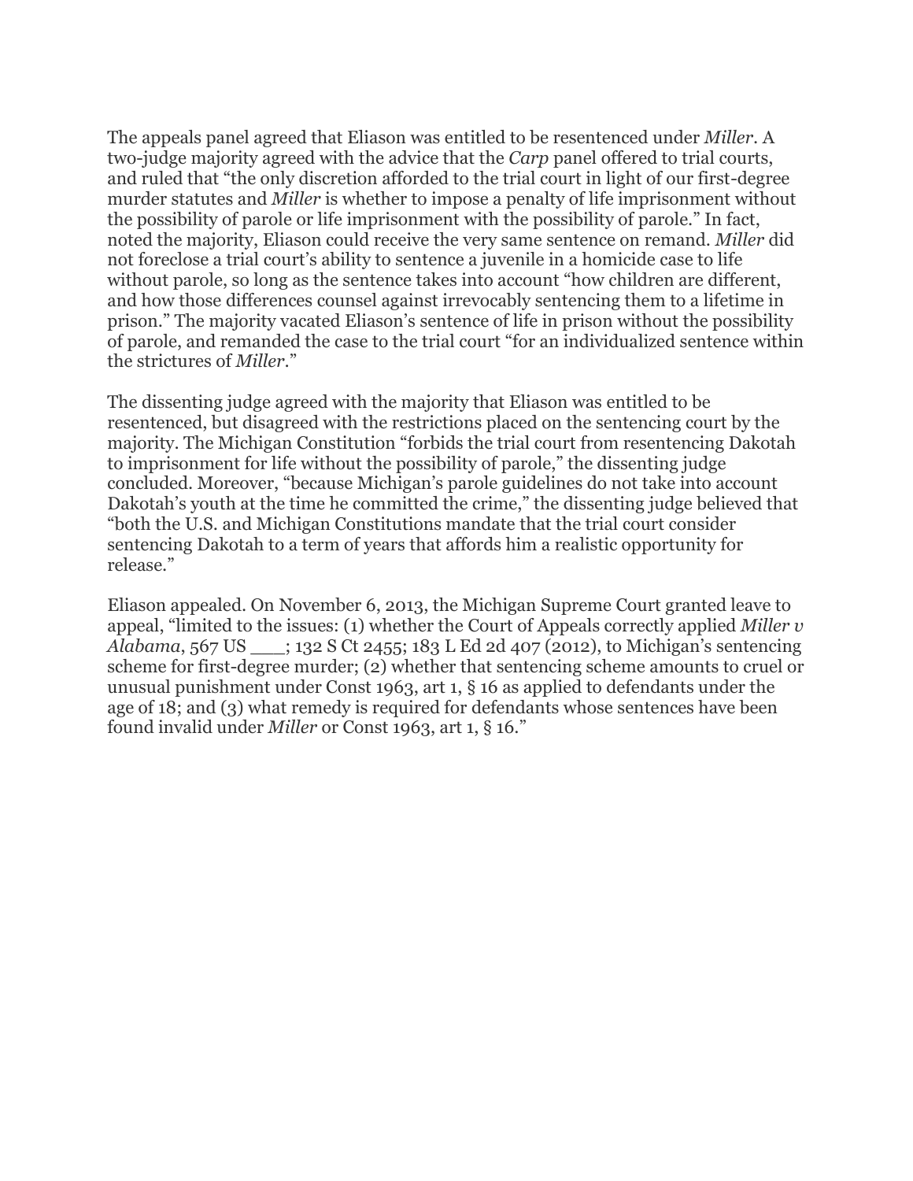The appeals panel agreed that Eliason was entitled to be resentenced under *Miller*. A two-judge majority agreed with the advice that the *Carp* panel offered to trial courts, and ruled that "the only discretion afforded to the trial court in light of our first-degree murder statutes and *Miller* is whether to impose a penalty of life imprisonment without the possibility of parole or life imprisonment with the possibility of parole." In fact, noted the majority, Eliason could receive the very same sentence on remand. *Miller* did not foreclose a trial court's ability to sentence a juvenile in a homicide case to life without parole, so long as the sentence takes into account "how children are different, and how those differences counsel against irrevocably sentencing them to a lifetime in prison." The majority vacated Eliason's sentence of life in prison without the possibility of parole, and remanded the case to the trial court "for an individualized sentence within the strictures of *Miller*."

The dissenting judge agreed with the majority that Eliason was entitled to be resentenced, but disagreed with the restrictions placed on the sentencing court by the majority. The Michigan Constitution "forbids the trial court from resentencing Dakotah to imprisonment for life without the possibility of parole," the dissenting judge concluded. Moreover, "because Michigan's parole guidelines do not take into account Dakotah's youth at the time he committed the crime," the dissenting judge believed that "both the U.S. and Michigan Constitutions mandate that the trial court consider sentencing Dakotah to a term of years that affords him a realistic opportunity for release."

Eliason appealed. On November 6, 2013, the Michigan Supreme Court granted leave to appeal, "limited to the issues: (1) whether the Court of Appeals correctly applied *Miller v Alabama*, 567 US ___; 132 S Ct 2455; 183 L Ed 2d 407 (2012), to Michigan's sentencing scheme for first-degree murder; (2) whether that sentencing scheme amounts to cruel or unusual punishment under Const 1963, art 1, § 16 as applied to defendants under the age of 18; and (3) what remedy is required for defendants whose sentences have been found invalid under *Miller* or Const 1963, art 1, § 16."